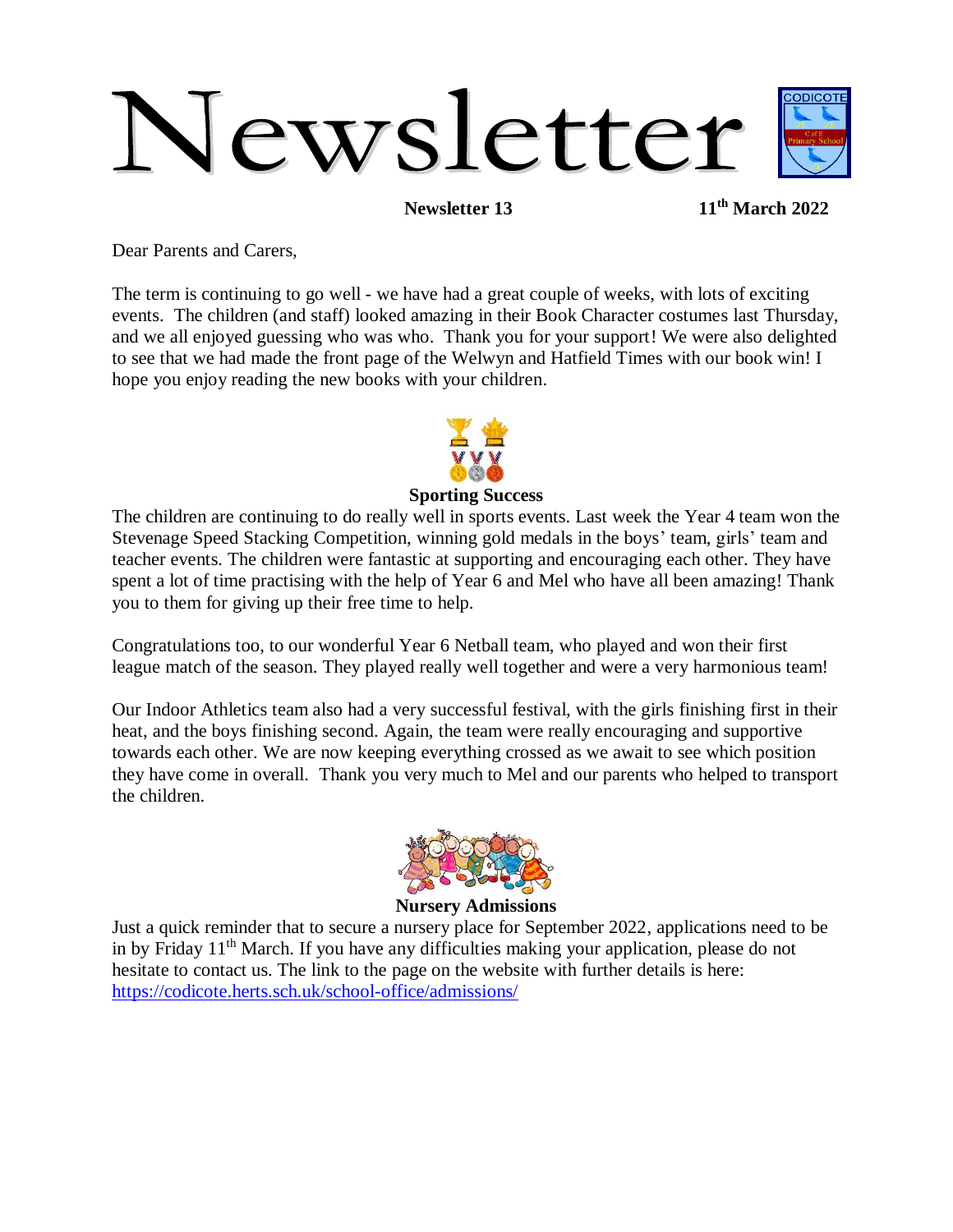# Newsletter

**Newsletter 13** **11th March 2022**

Dear Parents and Carers,

The term is continuing to go well - we have had a great couple of weeks, with lots of exciting events. The children (and staff) looked amazing in their Book Character costumes last Thursday, and we all enjoyed guessing who was who. Thank you for your support! We were also delighted to see that we had made the front page of the Welwyn and Hatfield Times with our book win! I hope you enjoy reading the new books with your children.

### Sporting Success

The children are continuing to do really well in sports events. Last week the Year 4 team won the Stevenage Speed Stacking Competition, winning gold medals in the boys' team, girls' team and teacher events. The children were fantastic at supporting and encouraging each other. They have spent a lot of time practising with the help of Year 6 and Mel who have all been amazing! Thank you to them for giving up their free time to help.

Congratulations too, to our wonderful Year 6 Netball team, who played and won their first league match of the season. They played really well together and were a very harmonious team!

Our Indoor Athletics team also had a very successful festival, with the girls finishing first in their heat, and the boys finishing second. Again, the team were really encouraging and supportive towards each other. We are now keeping everything crossed as we await to see which position they have come in overall. Thank you very much to Mel and our parents who helped to transport the children.

### Nursery Admissions

Just a quick reminder that to secure a nursery place for September 2022, applications need to be in by Friday 11th March. If you have any difficulties making your application, please do not hesitate to contact us. The link to the page on the website with further details is here: https://codicote.herts.sch.uk/school-office/admissions/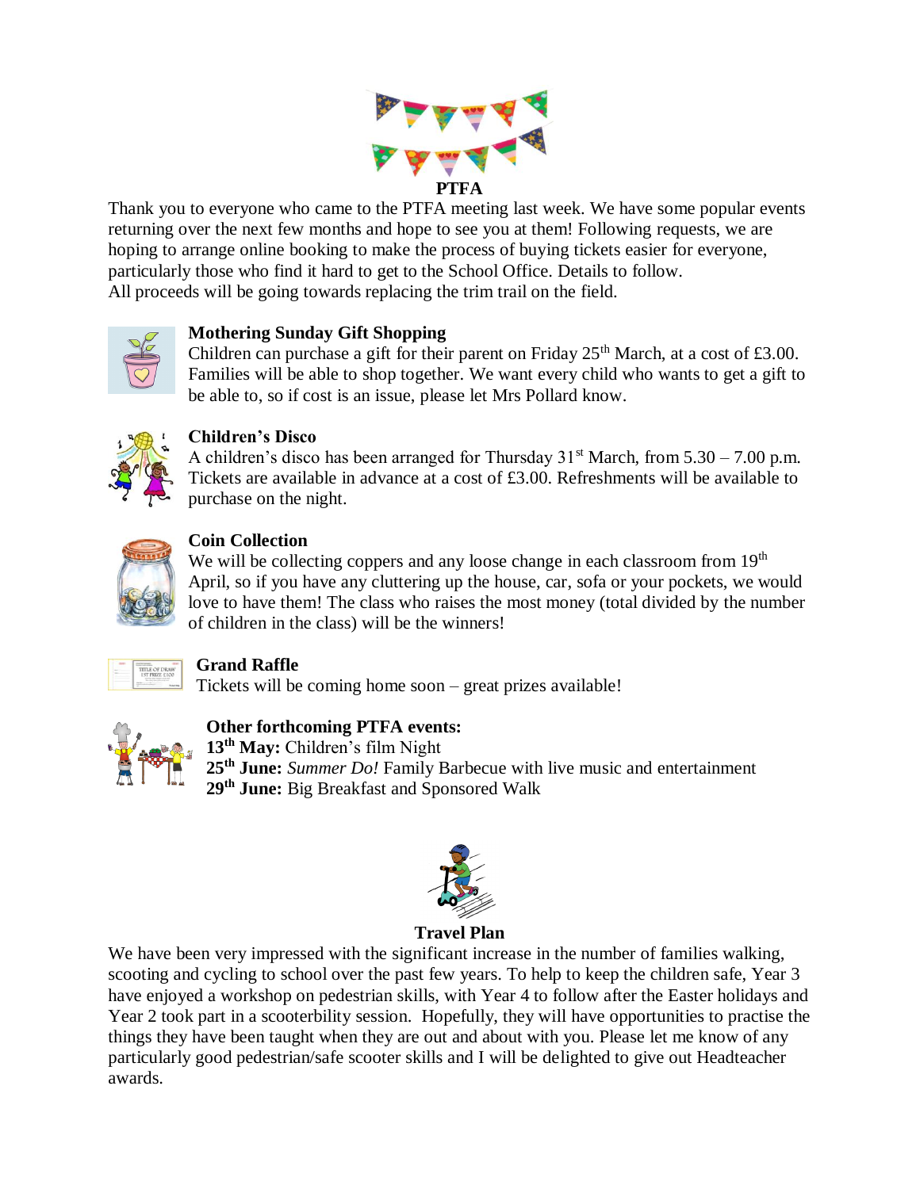## PTFA

Thank you to everyone who came to the PTFA meeting last week. We have some popular events returning over the next few months and hope to see you at them! Following requests, we are hoping to arrange online booking to make the process of buying tickets easier for everyone, particularly those who find it hard to get to the School Office. Details to follow.
All proceeds will be going towards replacing the trim trail on the field.

### Mothering Sunday Gift Shopping

Children can purchase a gift for their parent on Friday 25th March, at a cost of £3.00. Families will be able to shop together. We want every child who wants to get a gift to be able to, so if cost is an issue, please let Mrs Pollard know.

### Children's Disco

A children's disco has been arranged for Thursday 31st March, from 5.30 – 7.00 p.m. Tickets are available in advance at a cost of £3.00. Refreshments will be available to purchase on the night.

### Coin Collection

We will be collecting coppers and any loose change in each classroom from 19th April, so if you have any cluttering up the house, car, sofa or your pockets, we would love to have them! The class who raises the most money (total divided by the number of children in the class) will be the winners!

### Grand Raffle

Tickets will be coming home soon – great prizes available!

### Other forthcoming PTFA events:

**13th May:** Children's film Night
**25th June:** *Summer Do!* Family Barbecue with live music and entertainment
**29th June:** Big Breakfast and Sponsored Walk

## Travel Plan

We have been very impressed with the significant increase in the number of families walking, scooting and cycling to school over the past few years. To help to keep the children safe, Year 3 have enjoyed a workshop on pedestrian skills, with Year 4 to follow after the Easter holidays and Year 2 took part in a scooterbility session. Hopefully, they will have opportunities to practise the things they have been taught when they are out and about with you. Please let me know of any particularly good pedestrian/safe scooter skills and I will be delighted to give out Headteacher awards.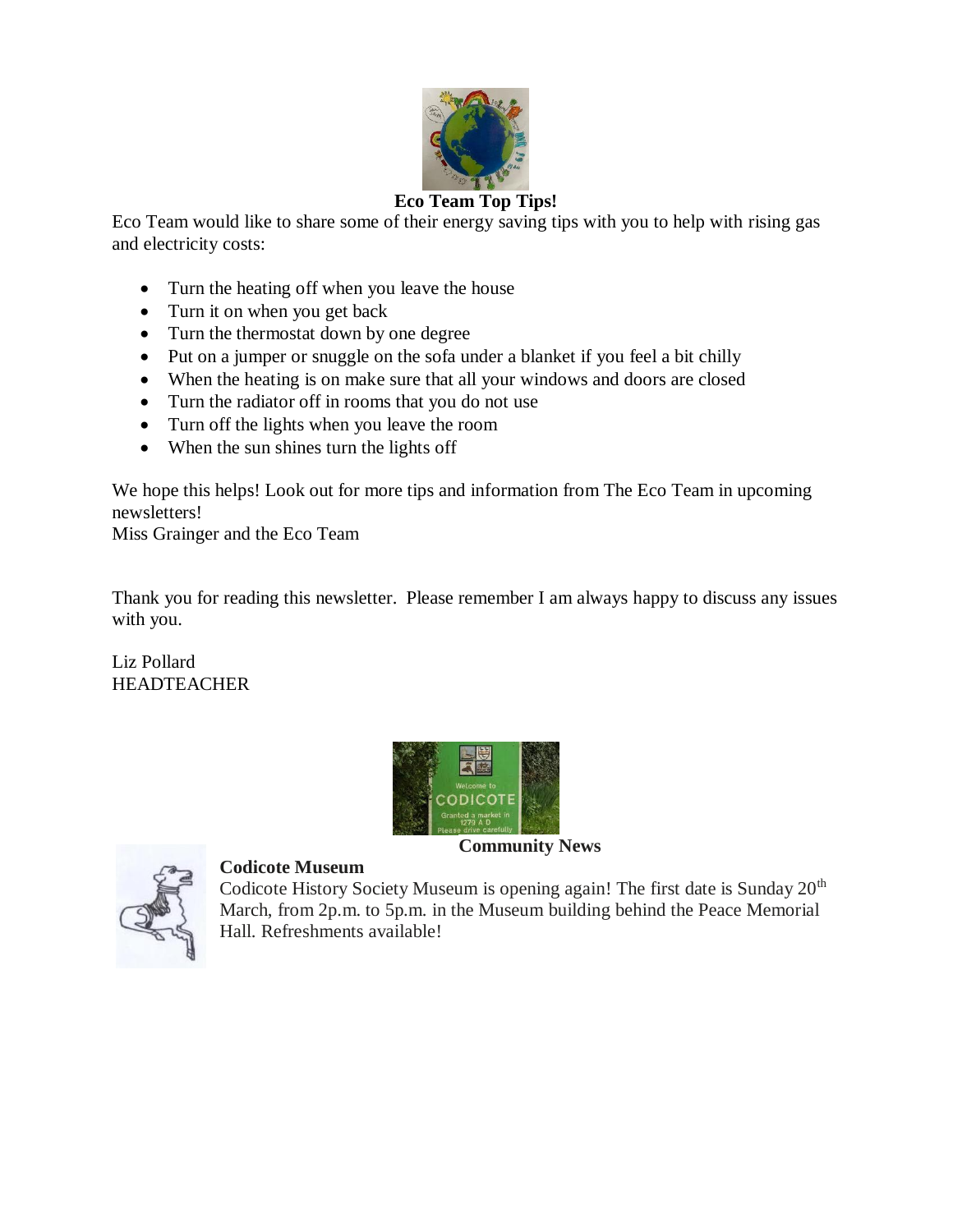**Eco Team Top Tips!**

Eco Team would like to share some of their energy saving tips with you to help with rising gas and electricity costs:

- Turn the heating off when you leave the house
- Turn it on when you get back
- Turn the thermostat down by one degree
- Put on a jumper or snuggle on the sofa under a blanket if you feel a bit chilly
- When the heating is on make sure that all your windows and doors are closed
- Turn the radiator off in rooms that you do not use
- Turn off the lights when you leave the room
- When the sun shines turn the lights off

We hope this helps! Look out for more tips and information from The Eco Team in upcoming newsletters!
Miss Grainger and the Eco Team

Thank you for reading this newsletter. Please remember I am always happy to discuss any issues with you.

Liz Pollard
HEADTEACHER

**Community News**

**Codicote Museum**
Codicote History Society Museum is opening again! The first date is Sunday 20th March, from 2p.m. to 5p.m. in the Museum building behind the Peace Memorial Hall. Refreshments available!